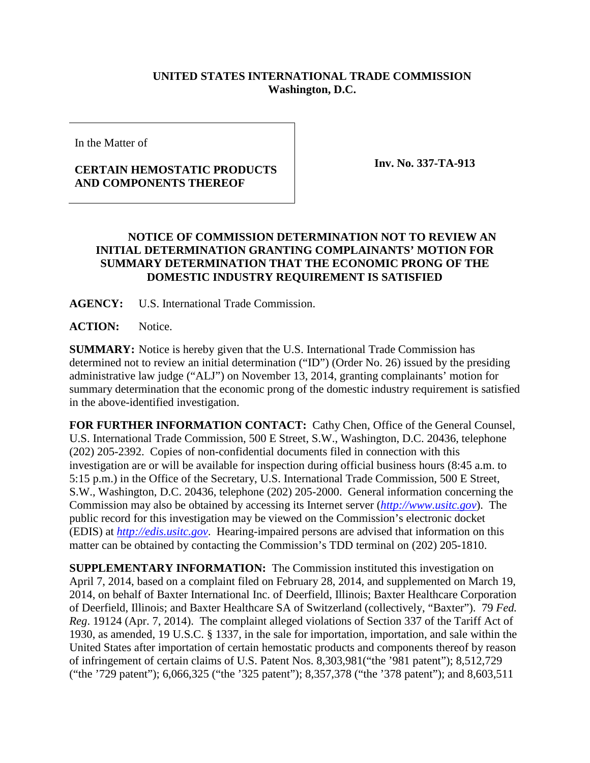**UNITED STATES INTERNATIONAL TRADE COMMISSION**
**Washington, D.C.**

In the Matter of

**CERTAIN HEMOSTATIC PRODUCTS AND COMPONENTS THEREOF**

**Inv. No. 337-TA-913**

**NOTICE OF COMMISSION DETERMINATION NOT TO REVIEW AN INITIAL DETERMINATION GRANTING COMPLAINANTS' MOTION FOR SUMMARY DETERMINATION THAT THE ECONOMIC PRONG OF THE DOMESTIC INDUSTRY REQUIREMENT IS SATISFIED**

**AGENCY:** U.S. International Trade Commission.

**ACTION:** Notice.

**SUMMARY:** Notice is hereby given that the U.S. International Trade Commission has determined not to review an initial determination ("ID") (Order No. 26) issued by the presiding administrative law judge ("ALJ") on November 13, 2014, granting complainants' motion for summary determination that the economic prong of the domestic industry requirement is satisfied in the above-identified investigation.

**FOR FURTHER INFORMATION CONTACT:** Cathy Chen, Office of the General Counsel, U.S. International Trade Commission, 500 E Street, S.W., Washington, D.C. 20436, telephone (202) 205-2392. Copies of non-confidential documents filed in connection with this investigation are or will be available for inspection during official business hours (8:45 a.m. to 5:15 p.m.) in the Office of the Secretary, U.S. International Trade Commission, 500 E Street, S.W., Washington, D.C. 20436, telephone (202) 205-2000. General information concerning the Commission may also be obtained by accessing its Internet server (*http://www.usitc.gov*). The public record for this investigation may be viewed on the Commission's electronic docket (EDIS) at *http://edis.usitc.gov*. Hearing-impaired persons are advised that information on this matter can be obtained by contacting the Commission's TDD terminal on (202) 205-1810.

**SUPPLEMENTARY INFORMATION:** The Commission instituted this investigation on April 7, 2014, based on a complaint filed on February 28, 2014, and supplemented on March 19, 2014, on behalf of Baxter International Inc. of Deerfield, Illinois; Baxter Healthcare Corporation of Deerfield, Illinois; and Baxter Healthcare SA of Switzerland (collectively, "Baxter"). 79 *Fed. Reg*. 19124 (Apr. 7, 2014). The complaint alleged violations of Section 337 of the Tariff Act of 1930, as amended, 19 U.S.C. § 1337, in the sale for importation, importation, and sale within the United States after importation of certain hemostatic products and components thereof by reason of infringement of certain claims of U.S. Patent Nos. 8,303,981("the '981 patent"); 8,512,729 ("the '729 patent"); 6,066,325 ("the '325 patent"); 8,357,378 ("the '378 patent"); and 8,603,511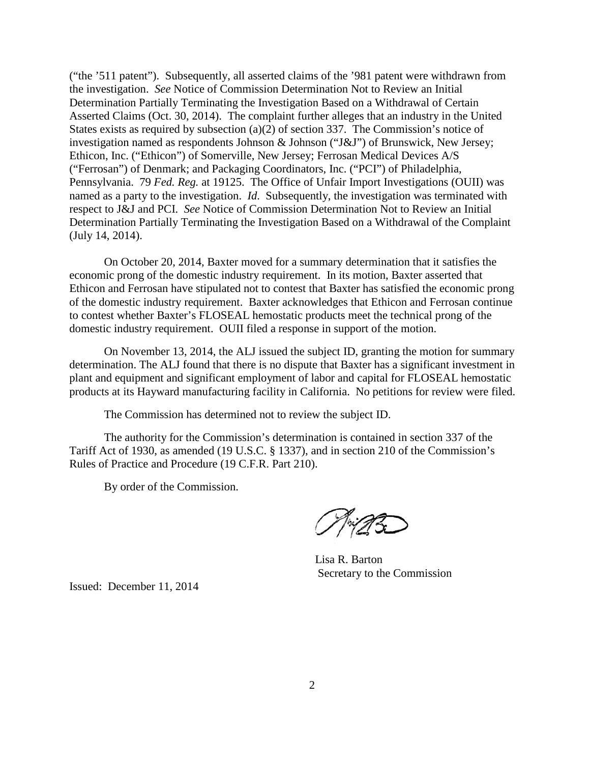("the '511 patent"). Subsequently, all asserted claims of the '981 patent were withdrawn from the investigation. *See* Notice of Commission Determination Not to Review an Initial Determination Partially Terminating the Investigation Based on a Withdrawal of Certain Asserted Claims (Oct. 30, 2014). The complaint further alleges that an industry in the United States exists as required by subsection (a)(2) of section 337. The Commission's notice of investigation named as respondents Johnson & Johnson ("J&J") of Brunswick, New Jersey; Ethicon, Inc. ("Ethicon") of Somerville, New Jersey; Ferrosan Medical Devices A/S ("Ferrosan") of Denmark; and Packaging Coordinators, Inc. ("PCI") of Philadelphia, Pennsylvania. 79 *Fed. Reg.* at 19125. The Office of Unfair Import Investigations (OUII) was named as a party to the investigation. *Id*. Subsequently, the investigation was terminated with respect to J&J and PCI. *See* Notice of Commission Determination Not to Review an Initial Determination Partially Terminating the Investigation Based on a Withdrawal of the Complaint (July 14, 2014).

On October 20, 2014, Baxter moved for a summary determination that it satisfies the economic prong of the domestic industry requirement. In its motion, Baxter asserted that Ethicon and Ferrosan have stipulated not to contest that Baxter has satisfied the economic prong of the domestic industry requirement. Baxter acknowledges that Ethicon and Ferrosan continue to contest whether Baxter's FLOSEAL hemostatic products meet the technical prong of the domestic industry requirement. OUII filed a response in support of the motion.

On November 13, 2014, the ALJ issued the subject ID, granting the motion for summary determination. The ALJ found that there is no dispute that Baxter has a significant investment in plant and equipment and significant employment of labor and capital for FLOSEAL hemostatic products at its Hayward manufacturing facility in California. No petitions for review were filed.

The Commission has determined not to review the subject ID.

The authority for the Commission's determination is contained in section 337 of the Tariff Act of 1930, as amended (19 U.S.C. § 1337), and in section 210 of the Commission's Rules of Practice and Procedure (19 C.F.R. Part 210).

By order of the Commission.

Lisa R. Barton
Secretary to the Commission

Issued: December 11, 2014